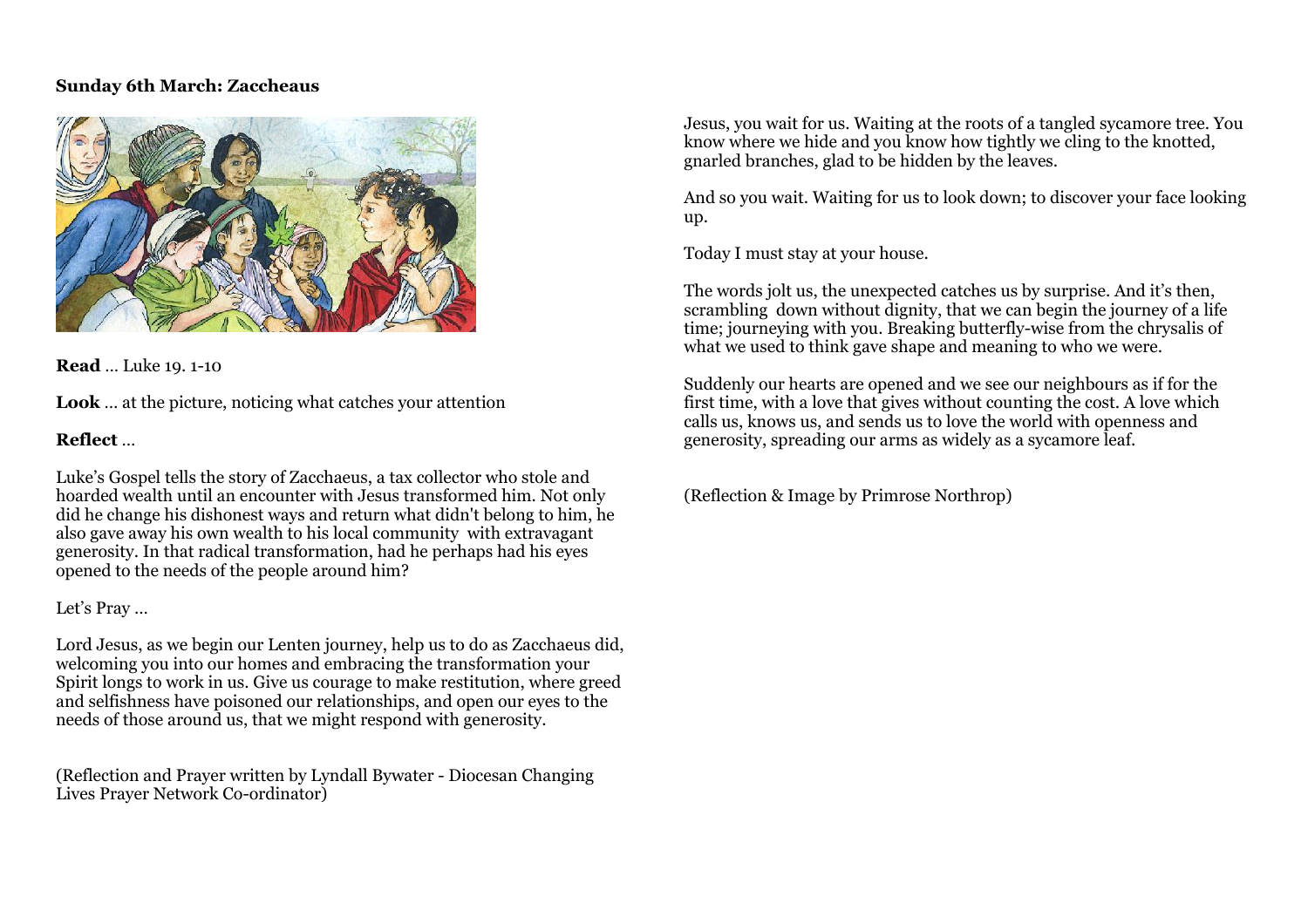**Sunday 6th March: Zaccheaus**

**Read** … Luke 19. 1-10

**Look** … at the picture, noticing what catches your attention

**Reflect** …

Luke's Gospel tells the story of Zacchaeus, a tax collector who stole and hoarded wealth until an encounter with Jesus transformed him. Not only did he change his dishonest ways and return what didn't belong to him, he also gave away his own wealth to his local community with extravagant generosity. In that radical transformation, had he perhaps had his eyes opened to the needs of the people around him?

Let's Pray …

Lord Jesus, as we begin our Lenten journey, help us to do as Zacchaeus did, welcoming you into our homes and embracing the transformation your Spirit longs to work in us. Give us courage to make restitution, where greed and selfishness have poisoned our relationships, and open our eyes to the needs of those around us, that we might respond with generosity.

(Reflection and Prayer written by Lyndall Bywater - Diocesan Changing Lives Prayer Network Co-ordinator)

Jesus, you wait for us. Waiting at the roots of a tangled sycamore tree. You know where we hide and you know how tightly we cling to the knotted, gnarled branches, glad to be hidden by the leaves.

And so you wait. Waiting for us to look down; to discover your face looking up.

Today I must stay at your house.

The words jolt us, the unexpected catches us by surprise. And it's then, scrambling down without dignity, that we can begin the journey of a life time; journeying with you. Breaking butterfly-wise from the chrysalis of what we used to think gave shape and meaning to who we were.

Suddenly our hearts are opened and we see our neighbours as if for the first time, with a love that gives without counting the cost. A love which calls us, knows us, and sends us to love the world with openness and generosity, spreading our arms as widely as a sycamore leaf.

(Reflection & Image by Primrose Northrop)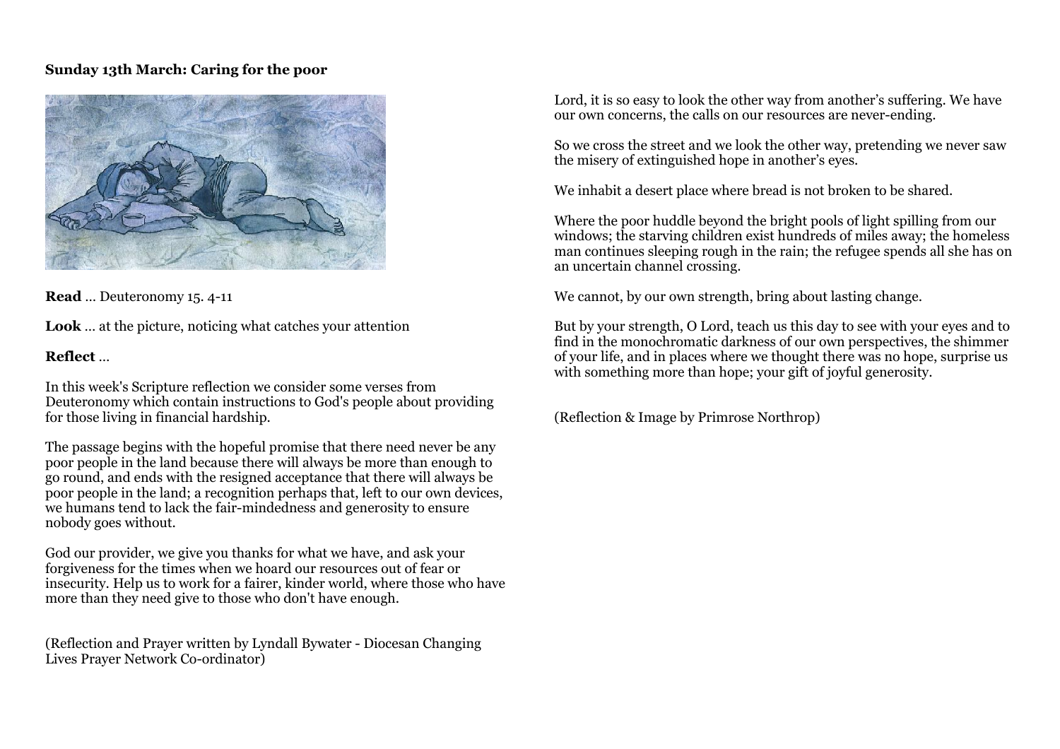**Sunday 13th March: Caring for the poor**

**Read** … Deuteronomy 15. 4-11

**Look** … at the picture, noticing what catches your attention

**Reflect** …

In this week's Scripture reflection we consider some verses from Deuteronomy which contain instructions to God's people about providing for those living in financial hardship.

The passage begins with the hopeful promise that there need never be any poor people in the land because there will always be more than enough to go round, and ends with the resigned acceptance that there will always be poor people in the land; a recognition perhaps that, left to our own devices, we humans tend to lack the fair-mindedness and generosity to ensure nobody goes without.

God our provider, we give you thanks for what we have, and ask your forgiveness for the times when we hoard our resources out of fear or insecurity. Help us to work for a fairer, kinder world, where those who have more than they need give to those who don't have enough.

(Reflection and Prayer written by Lyndall Bywater - Diocesan Changing Lives Prayer Network Co-ordinator)

Lord, it is so easy to look the other way from another's suffering. We have our own concerns, the calls on our resources are never-ending.

So we cross the street and we look the other way, pretending we never saw the misery of extinguished hope in another's eyes.

We inhabit a desert place where bread is not broken to be shared.

Where the poor huddle beyond the bright pools of light spilling from our windows; the starving children exist hundreds of miles away; the homeless man continues sleeping rough in the rain; the refugee spends all she has on an uncertain channel crossing.

We cannot, by our own strength, bring about lasting change.

But by your strength, O Lord, teach us this day to see with your eyes and to find in the monochromatic darkness of our own perspectives, the shimmer of your life, and in places where we thought there was no hope, surprise us with something more than hope; your gift of joyful generosity.

(Reflection & Image by Primrose Northrop)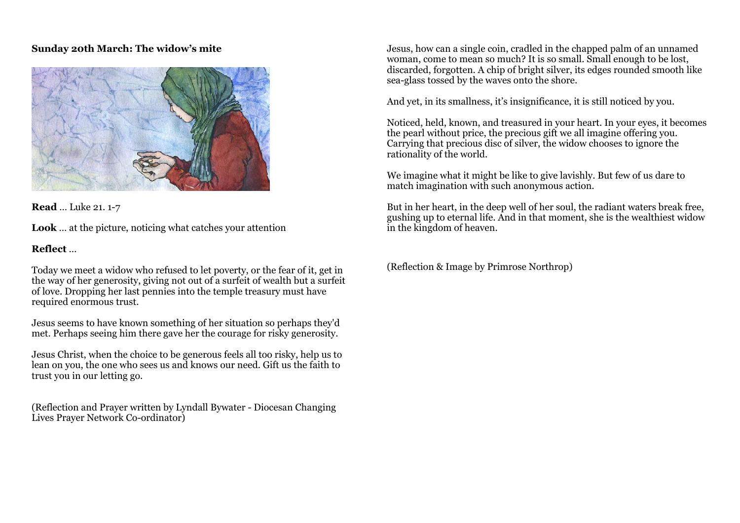**Sunday 20th March: The widow's mite**

**Read** … Luke 21. 1-7

**Look** … at the picture, noticing what catches your attention

**Reflect** …

Today we meet a widow who refused to let poverty, or the fear of it, get in the way of her generosity, giving not out of a surfeit of wealth but a surfeit of love. Dropping her last pennies into the temple treasury must have required enormous trust.

Jesus seems to have known something of her situation so perhaps they'd met. Perhaps seeing him there gave her the courage for risky generosity.

Jesus Christ, when the choice to be generous feels all too risky, help us to lean on you, the one who sees us and knows our need. Gift us the faith to trust you in our letting go.

(Reflection and Prayer written by Lyndall Bywater - Diocesan Changing Lives Prayer Network Co-ordinator)

Jesus, how can a single coin, cradled in the chapped palm of an unnamed woman, come to mean so much? It is so small. Small enough to be lost, discarded, forgotten. A chip of bright silver, its edges rounded smooth like sea-glass tossed by the waves onto the shore.

And yet, in its smallness, it's insignificance, it is still noticed by you.

Noticed, held, known, and treasured in your heart. In your eyes, it becomes the pearl without price, the precious gift we all imagine offering you. Carrying that precious disc of silver, the widow chooses to ignore the rationality of the world.

We imagine what it might be like to give lavishly. But few of us dare to match imagination with such anonymous action.

But in her heart, in the deep well of her soul, the radiant waters break free, gushing up to eternal life. And in that moment, she is the wealthiest widow in the kingdom of heaven.

(Reflection & Image by Primrose Northrop)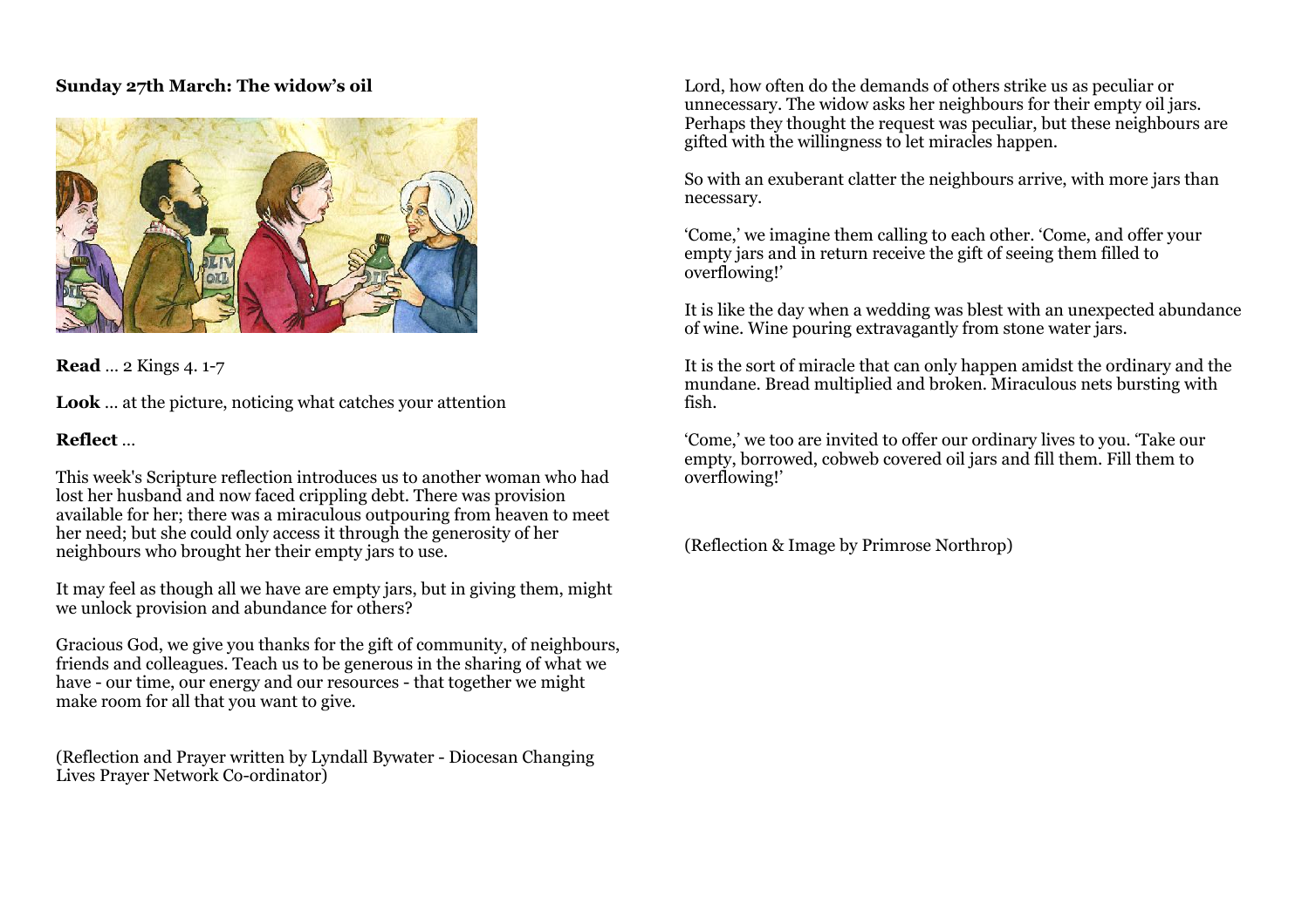**Sunday 27th March: The widow's oil**

**Read** … 2 Kings 4. 1-7

**Look** … at the picture, noticing what catches your attention

**Reflect** …

This week's Scripture reflection introduces us to another woman who had lost her husband and now faced crippling debt. There was provision available for her; there was a miraculous outpouring from heaven to meet her need; but she could only access it through the generosity of her neighbours who brought her their empty jars to use.

It may feel as though all we have are empty jars, but in giving them, might we unlock provision and abundance for others?

Gracious God, we give you thanks for the gift of community, of neighbours, friends and colleagues. Teach us to be generous in the sharing of what we have - our time, our energy and our resources - that together we might make room for all that you want to give.

(Reflection and Prayer written by Lyndall Bywater - Diocesan Changing Lives Prayer Network Co-ordinator)

Lord, how often do the demands of others strike us as peculiar or unnecessary. The widow asks her neighbours for their empty oil jars. Perhaps they thought the request was peculiar, but these neighbours are gifted with the willingness to let miracles happen.

So with an exuberant clatter the neighbours arrive, with more jars than necessary.

'Come,' we imagine them calling to each other. 'Come, and offer your empty jars and in return receive the gift of seeing them filled to overflowing!'

It is like the day when a wedding was blest with an unexpected abundance of wine. Wine pouring extravagantly from stone water jars.

It is the sort of miracle that can only happen amidst the ordinary and the mundane. Bread multiplied and broken. Miraculous nets bursting with fish.

'Come,' we too are invited to offer our ordinary lives to you. 'Take our empty, borrowed, cobweb covered oil jars and fill them. Fill them to overflowing!'

(Reflection & Image by Primrose Northrop)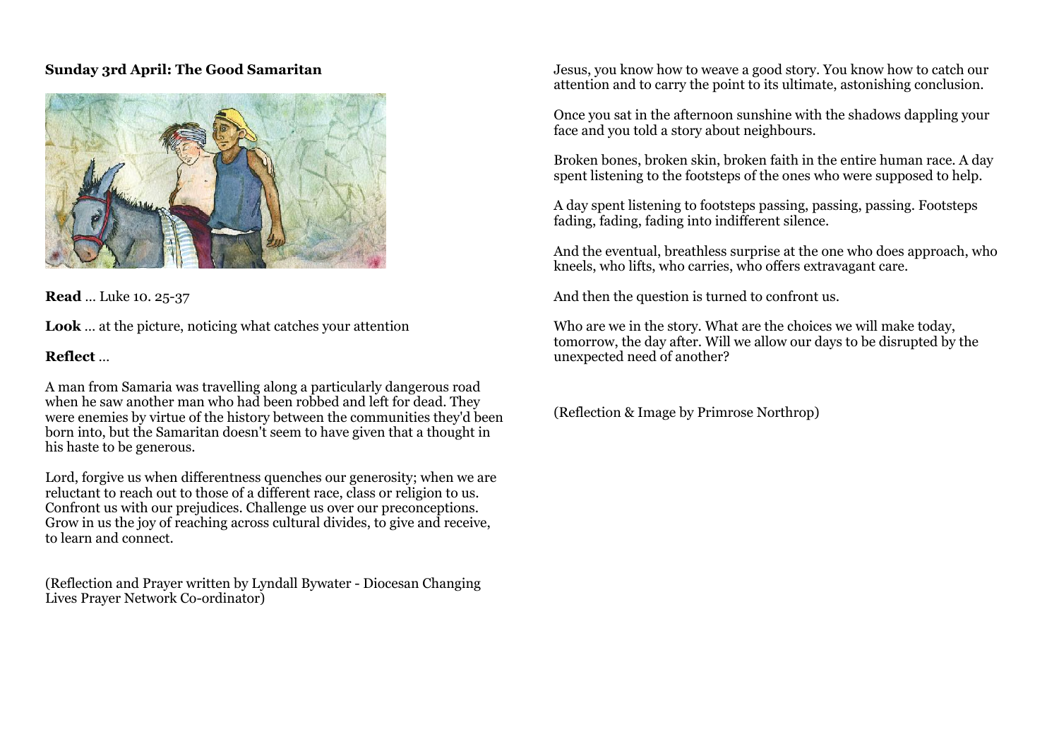**Sunday 3rd April: The Good Samaritan**

**Read** … Luke 10. 25-37

**Look** … at the picture, noticing what catches your attention

**Reflect** …

A man from Samaria was travelling along a particularly dangerous road when he saw another man who had been robbed and left for dead. They were enemies by virtue of the history between the communities they'd been born into, but the Samaritan doesn't seem to have given that a thought in his haste to be generous.

Lord, forgive us when differentness quenches our generosity; when we are reluctant to reach out to those of a different race, class or religion to us. Confront us with our prejudices. Challenge us over our preconceptions. Grow in us the joy of reaching across cultural divides, to give and receive, to learn and connect.

(Reflection and Prayer written by Lyndall Bywater - Diocesan Changing Lives Prayer Network Co-ordinator)

Jesus, you know how to weave a good story. You know how to catch our attention and to carry the point to its ultimate, astonishing conclusion.

Once you sat in the afternoon sunshine with the shadows dappling your face and you told a story about neighbours.

Broken bones, broken skin, broken faith in the entire human race. A day spent listening to the footsteps of the ones who were supposed to help.

A day spent listening to footsteps passing, passing, passing. Footsteps fading, fading, fading into indifferent silence.

And the eventual, breathless surprise at the one who does approach, who kneels, who lifts, who carries, who offers extravagant care.

And then the question is turned to confront us.

Who are we in the story. What are the choices we will make today, tomorrow, the day after. Will we allow our days to be disrupted by the unexpected need of another?

(Reflection & Image by Primrose Northrop)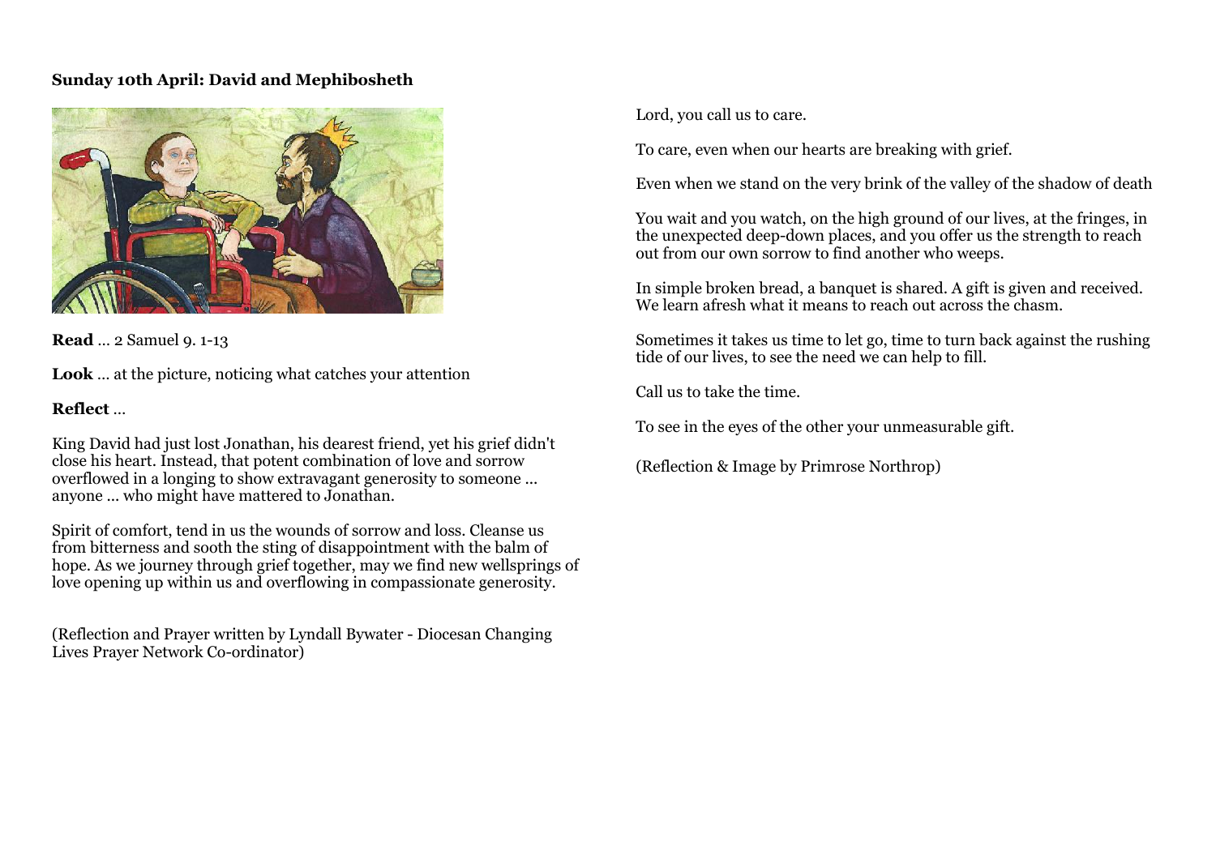**Sunday 10th April: David and Mephibosheth**

**Read** … 2 Samuel 9. 1-13

**Look** … at the picture, noticing what catches your attention

**Reflect** …

King David had just lost Jonathan, his dearest friend, yet his grief didn't close his heart. Instead, that potent combination of love and sorrow overflowed in a longing to show extravagant generosity to someone … anyone … who might have mattered to Jonathan.

Spirit of comfort, tend in us the wounds of sorrow and loss. Cleanse us from bitterness and sooth the sting of disappointment with the balm of hope. As we journey through grief together, may we find new wellsprings of love opening up within us and overflowing in compassionate generosity.

(Reflection and Prayer written by Lyndall Bywater - Diocesan Changing Lives Prayer Network Co-ordinator)

Lord, you call us to care.

To care, even when our hearts are breaking with grief.

Even when we stand on the very brink of the valley of the shadow of death

You wait and you watch, on the high ground of our lives, at the fringes, in the unexpected deep-down places, and you offer us the strength to reach out from our own sorrow to find another who weeps.

In simple broken bread, a banquet is shared. A gift is given and received. We learn afresh what it means to reach out across the chasm.

Sometimes it takes us time to let go, time to turn back against the rushing tide of our lives, to see the need we can help to fill.

Call us to take the time.

To see in the eyes of the other your unmeasurable gift.

(Reflection & Image by Primrose Northrop)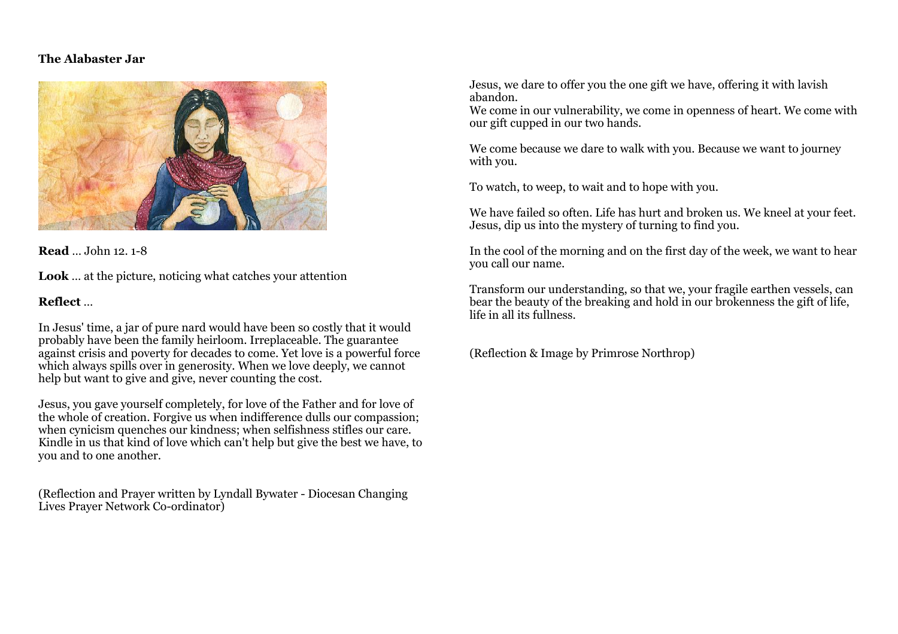**The Alabaster Jar**

**Read** ... John 12. 1-8

**Look** ... at the picture, noticing what catches your attention

**Reflect** ...

In Jesus' time, a jar of pure nard would have been so costly that it would probably have been the family heirloom. Irreplaceable. The guarantee against crisis and poverty for decades to come. Yet love is a powerful force which always spills over in generosity. When we love deeply, we cannot help but want to give and give, never counting the cost.

Jesus, you gave yourself completely, for love of the Father and for love of the whole of creation. Forgive us when indifference dulls our compassion; when cynicism quenches our kindness; when selfishness stifles our care. Kindle in us that kind of love which can't help but give the best we have, to you and to one another.

(Reflection and Prayer written by Lyndall Bywater - Diocesan Changing Lives Prayer Network Co-ordinator)

Jesus, we dare to offer you the one gift we have, offering it with lavish abandon.
We come in our vulnerability, we come in openness of heart. We come with our gift cupped in our two hands.

We come because we dare to walk with you. Because we want to journey with you.

To watch, to weep, to wait and to hope with you.

We have failed so often. Life has hurt and broken us. We kneel at your feet. Jesus, dip us into the mystery of turning to find you.

In the cool of the morning and on the first day of the week, we want to hear you call our name.

Transform our understanding, so that we, your fragile earthen vessels, can bear the beauty of the breaking and hold in our brokenness the gift of life, life in all its fullness.

(Reflection & Image by Primrose Northrop)